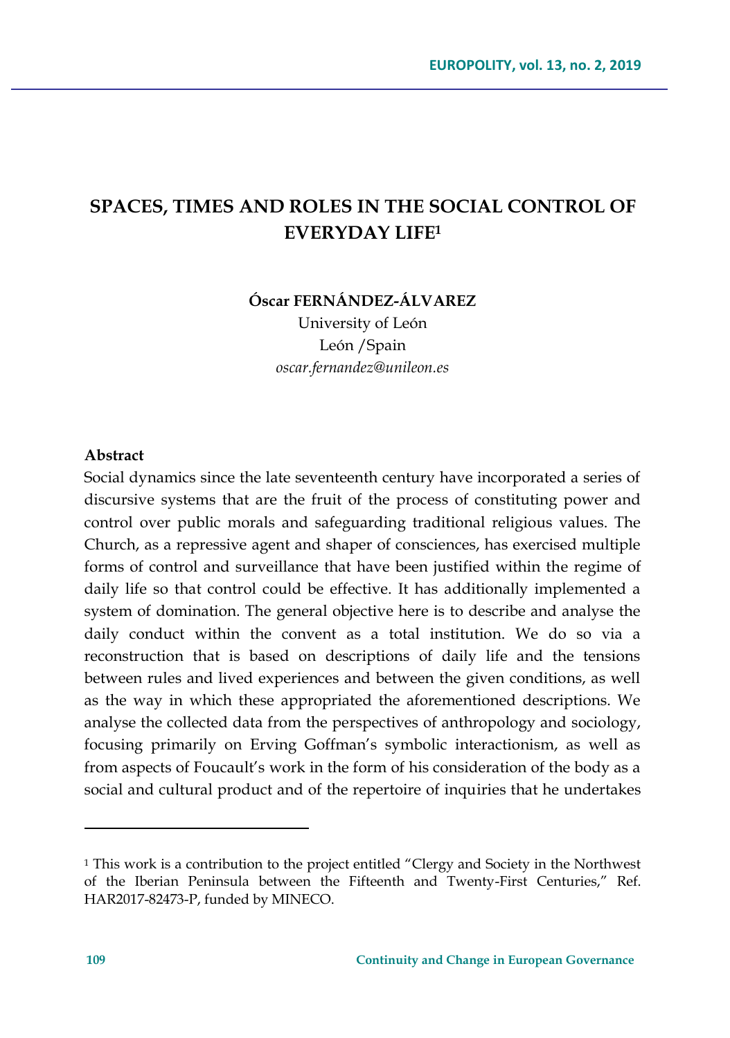# SPACES, TIMES AND ROLES IN THE SOCIAL CONTROL OF EVERYDAY LIFE[1]

**Óscar FERNÁNDEZ-ÁLVAREZ**

University of León

León /Spain

*oscar.fernandez@unileon.es*

**Abstract**

Social dynamics since the late seventeenth century have incorporated a series of discursive systems that are the fruit of the process of constituting power and control over public morals and safeguarding traditional religious values. The Church, as a repressive agent and shaper of consciences, has exercised multiple forms of control and surveillance that have been justified within the regime of daily life so that control could be effective. It has additionally implemented a system of domination. The general objective here is to describe and analyse the daily conduct within the convent as a total institution. We do so via a reconstruction that is based on descriptions of daily life and the tensions between rules and lived experiences and between the given conditions, as well as the way in which these appropriated the aforementioned descriptions. We analyse the collected data from the perspectives of anthropology and sociology, focusing primarily on Erving Goffman's symbolic interactionism, as well as from aspects of Foucault's work in the form of his consideration of the body as a social and cultural product and of the repertoire of inquiries that he undertakes

---

[1] This work is a contribution to the project entitled "Clergy and Society in the Northwest of the Iberian Peninsula between the Fifteenth and Twenty-First Centuries," Ref. HAR2017-82473-P, funded by MINECO.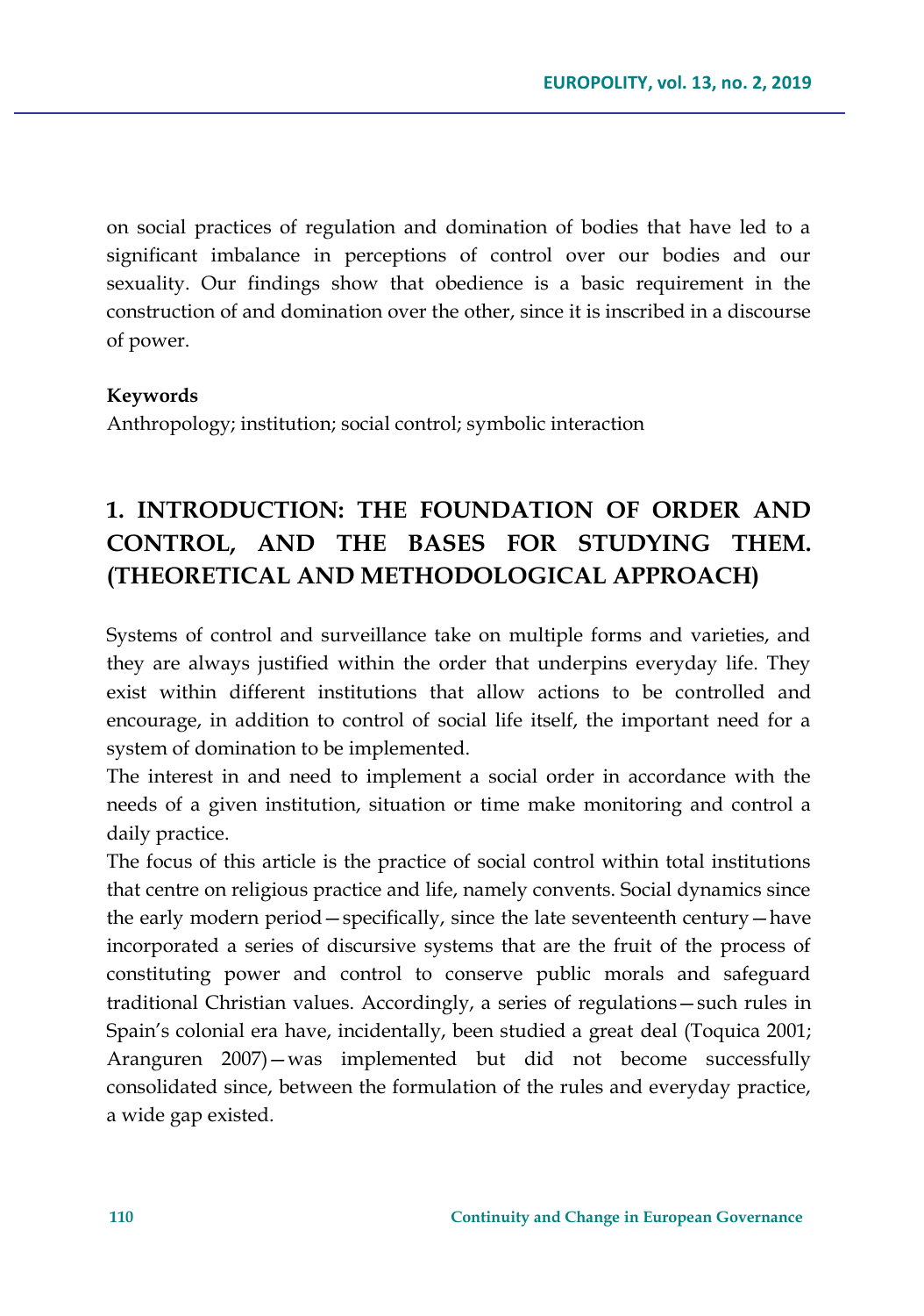on social practices of regulation and domination of bodies that have led to a significant imbalance in perceptions of control over our bodies and our sexuality. Our findings show that obedience is a basic requirement in the construction of and domination over the other, since it is inscribed in a discourse of power.

**Keywords**

Anthropology; institution; social control; symbolic interaction

## 1. INTRODUCTION: THE FOUNDATION OF ORDER AND CONTROL, AND THE BASES FOR STUDYING THEM. (THEORETICAL AND METHODOLOGICAL APPROACH)

Systems of control and surveillance take on multiple forms and varieties, and they are always justified within the order that underpins everyday life. They exist within different institutions that allow actions to be controlled and encourage, in addition to control of social life itself, the important need for a system of domination to be implemented.

The interest in and need to implement a social order in accordance with the needs of a given institution, situation or time make monitoring and control a daily practice.

The focus of this article is the practice of social control within total institutions that centre on religious practice and life, namely convents. Social dynamics since the early modern period—specifically, since the late seventeenth century—have incorporated a series of discursive systems that are the fruit of the process of constituting power and control to conserve public morals and safeguard traditional Christian values. Accordingly, a series of regulations—such rules in Spain's colonial era have, incidentally, been studied a great deal (Toquica 2001; Aranguren 2007)—was implemented but did not become successfully consolidated since, between the formulation of the rules and everyday practice, a wide gap existed.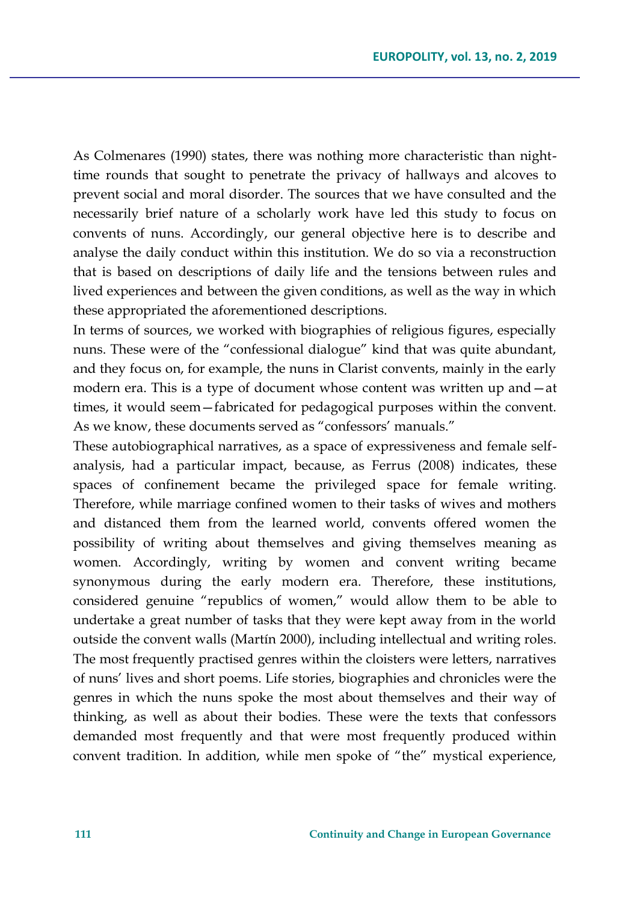As Colmenares (1990) states, there was nothing more characteristic than night-time rounds that sought to penetrate the privacy of hallways and alcoves to prevent social and moral disorder. The sources that we have consulted and the necessarily brief nature of a scholarly work have led this study to focus on convents of nuns. Accordingly, our general objective here is to describe and analyse the daily conduct within this institution. We do so via a reconstruction that is based on descriptions of daily life and the tensions between rules and lived experiences and between the given conditions, as well as the way in which these appropriated the aforementioned descriptions.

In terms of sources, we worked with biographies of religious figures, especially nuns. These were of the "confessional dialogue" kind that was quite abundant, and they focus on, for example, the nuns in Clarist convents, mainly in the early modern era. This is a type of document whose content was written up and—at times, it would seem—fabricated for pedagogical purposes within the convent. As we know, these documents served as "confessors' manuals."

These autobiographical narratives, as a space of expressiveness and female self-analysis, had a particular impact, because, as Ferrus (2008) indicates, these spaces of confinement became the privileged space for female writing. Therefore, while marriage confined women to their tasks of wives and mothers and distanced them from the learned world, convents offered women the possibility of writing about themselves and giving themselves meaning as women. Accordingly, writing by women and convent writing became synonymous during the early modern era. Therefore, these institutions, considered genuine "republics of women," would allow them to be able to undertake a great number of tasks that they were kept away from in the world outside the convent walls (Martín 2000), including intellectual and writing roles. The most frequently practised genres within the cloisters were letters, narratives of nuns' lives and short poems. Life stories, biographies and chronicles were the genres in which the nuns spoke the most about themselves and their way of thinking, as well as about their bodies. These were the texts that confessors demanded most frequently and that were most frequently produced within convent tradition. In addition, while men spoke of "the" mystical experience,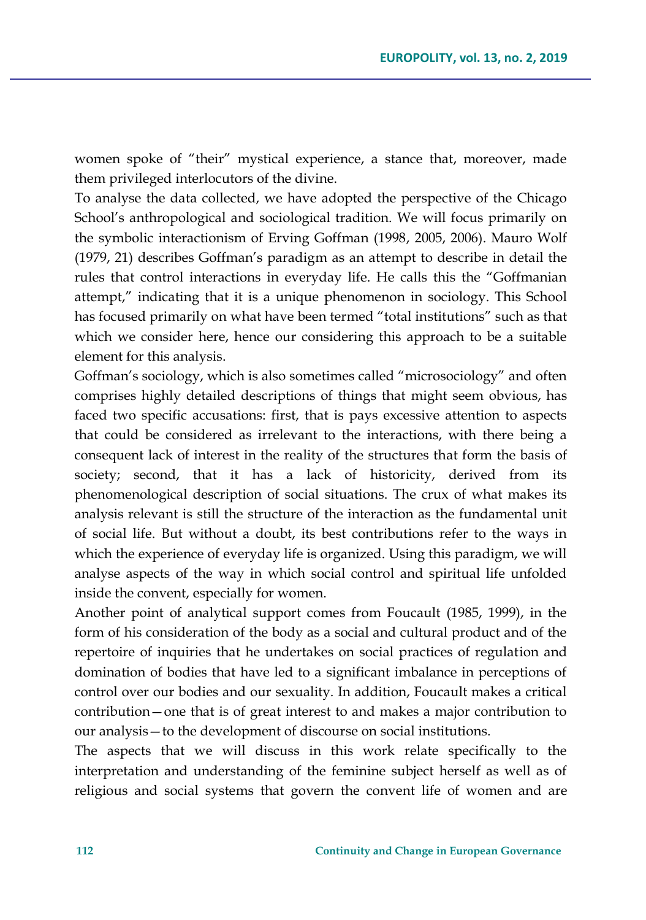women spoke of "their" mystical experience, a stance that, moreover, made them privileged interlocutors of the divine.

To analyse the data collected, we have adopted the perspective of the Chicago School's anthropological and sociological tradition. We will focus primarily on the symbolic interactionism of Erving Goffman (1998, 2005, 2006). Mauro Wolf (1979, 21) describes Goffman's paradigm as an attempt to describe in detail the rules that control interactions in everyday life. He calls this the "Goffmanian attempt," indicating that it is a unique phenomenon in sociology. This School has focused primarily on what have been termed "total institutions" such as that which we consider here, hence our considering this approach to be a suitable element for this analysis.

Goffman's sociology, which is also sometimes called "microsociology" and often comprises highly detailed descriptions of things that might seem obvious, has faced two specific accusations: first, that is pays excessive attention to aspects that could be considered as irrelevant to the interactions, with there being a consequent lack of interest in the reality of the structures that form the basis of society; second, that it has a lack of historicity, derived from its phenomenological description of social situations. The crux of what makes its analysis relevant is still the structure of the interaction as the fundamental unit of social life. But without a doubt, its best contributions refer to the ways in which the experience of everyday life is organized. Using this paradigm, we will analyse aspects of the way in which social control and spiritual life unfolded inside the convent, especially for women.

Another point of analytical support comes from Foucault (1985, 1999), in the form of his consideration of the body as a social and cultural product and of the repertoire of inquiries that he undertakes on social practices of regulation and domination of bodies that have led to a significant imbalance in perceptions of control over our bodies and our sexuality. In addition, Foucault makes a critical contribution—one that is of great interest to and makes a major contribution to our analysis—to the development of discourse on social institutions.

The aspects that we will discuss in this work relate specifically to the interpretation and understanding of the feminine subject herself as well as of religious and social systems that govern the convent life of women and are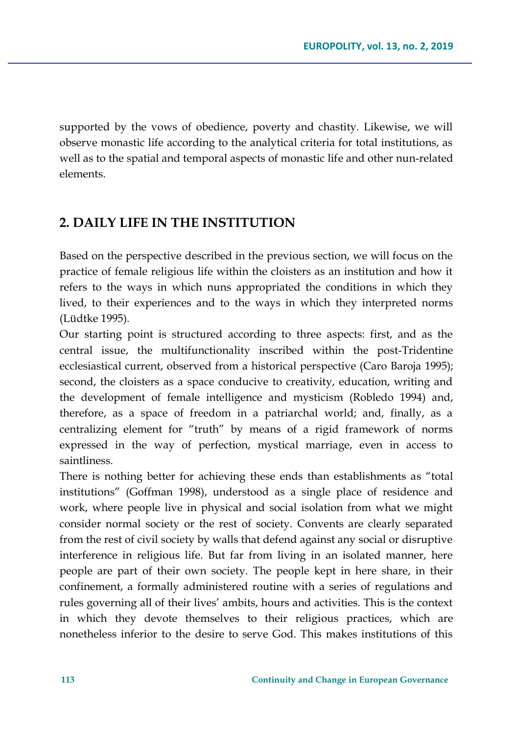supported by the vows of obedience, poverty and chastity. Likewise, we will observe monastic life according to the analytical criteria for total institutions, as well as to the spatial and temporal aspects of monastic life and other nun-related elements.

## 2. DAILY LIFE IN THE INSTITUTION

Based on the perspective described in the previous section, we will focus on the practice of female religious life within the cloisters as an institution and how it refers to the ways in which nuns appropriated the conditions in which they lived, to their experiences and to the ways in which they interpreted norms (Lüdtke 1995).

Our starting point is structured according to three aspects: first, and as the central issue, the multifunctionality inscribed within the post-Tridentine ecclesiastical current, observed from a historical perspective (Caro Baroja 1995); second, the cloisters as a space conducive to creativity, education, writing and the development of female intelligence and mysticism (Robledo 1994) and, therefore, as a space of freedom in a patriarchal world; and, finally, as a centralizing element for "truth" by means of a rigid framework of norms expressed in the way of perfection, mystical marriage, even in access to saintliness.

There is nothing better for achieving these ends than establishments as "total institutions" (Goffman 1998), understood as a single place of residence and work, where people live in physical and social isolation from what we might consider normal society or the rest of society. Convents are clearly separated from the rest of civil society by walls that defend against any social or disruptive interference in religious life. But far from living in an isolated manner, here people are part of their own society. The people kept in here share, in their confinement, a formally administered routine with a series of regulations and rules governing all of their lives' ambits, hours and activities. This is the context in which they devote themselves to their religious practices, which are nonetheless inferior to the desire to serve God. This makes institutions of this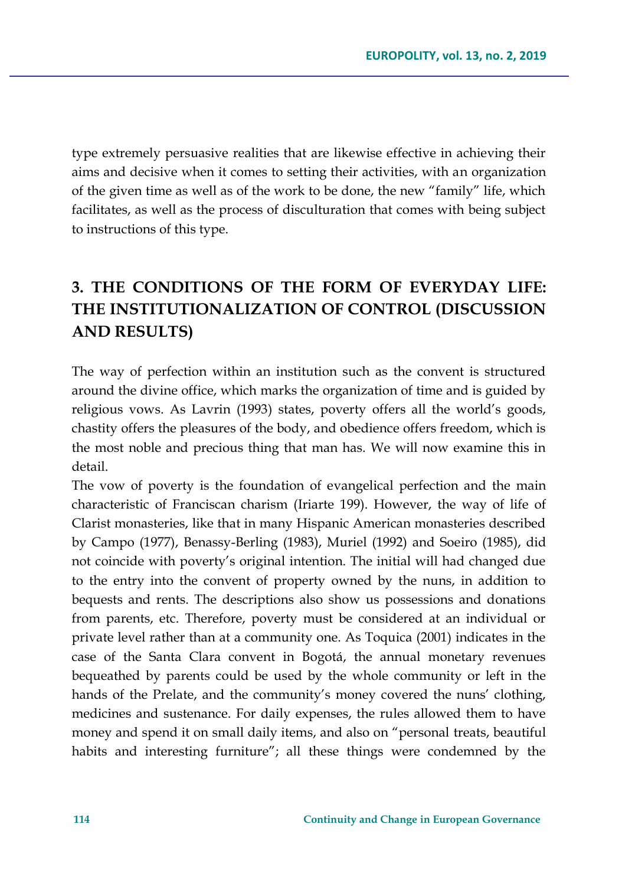type extremely persuasive realities that are likewise effective in achieving their aims and decisive when it comes to setting their activities, with an organization of the given time as well as of the work to be done, the new "family" life, which facilitates, as well as the process of disculturation that comes with being subject to instructions of this type.

## 3. THE CONDITIONS OF THE FORM OF EVERYDAY LIFE: THE INSTITUTIONALIZATION OF CONTROL (DISCUSSION AND RESULTS)

The way of perfection within an institution such as the convent is structured around the divine office, which marks the organization of time and is guided by religious vows. As Lavrin (1993) states, poverty offers all the world's goods, chastity offers the pleasures of the body, and obedience offers freedom, which is the most noble and precious thing that man has. We will now examine this in detail.

The vow of poverty is the foundation of evangelical perfection and the main characteristic of Franciscan charism (Iriarte 199). However, the way of life of Clarist monasteries, like that in many Hispanic American monasteries described by Campo (1977), Benassy-Berling (1983), Muriel (1992) and Soeiro (1985), did not coincide with poverty's original intention. The initial will had changed due to the entry into the convent of property owned by the nuns, in addition to bequests and rents. The descriptions also show us possessions and donations from parents, etc. Therefore, poverty must be considered at an individual or private level rather than at a community one. As Toquica (2001) indicates in the case of the Santa Clara convent in Bogotá, the annual monetary revenues bequeathed by parents could be used by the whole community or left in the hands of the Prelate, and the community's money covered the nuns' clothing, medicines and sustenance. For daily expenses, the rules allowed them to have money and spend it on small daily items, and also on "personal treats, beautiful habits and interesting furniture"; all these things were condemned by the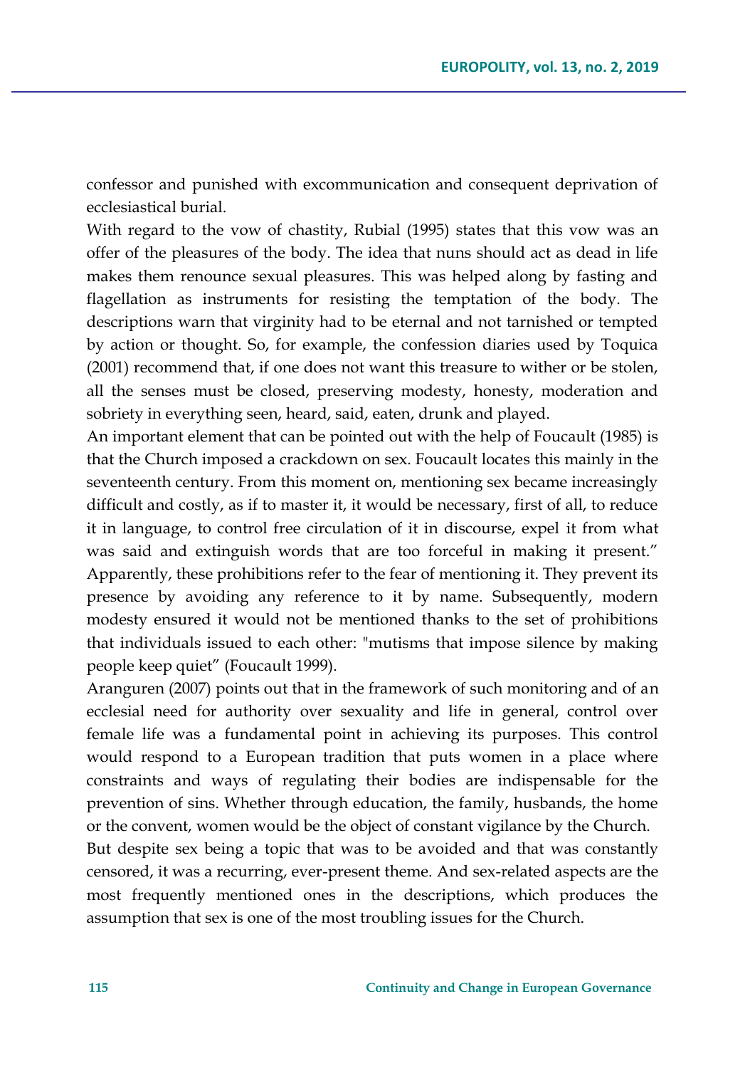confessor and punished with excommunication and consequent deprivation of ecclesiastical burial.

With regard to the vow of chastity, Rubial (1995) states that this vow was an offer of the pleasures of the body. The idea that nuns should act as dead in life makes them renounce sexual pleasures. This was helped along by fasting and flagellation as instruments for resisting the temptation of the body. The descriptions warn that virginity had to be eternal and not tarnished or tempted by action or thought. So, for example, the confession diaries used by Toquica (2001) recommend that, if one does not want this treasure to wither or be stolen, all the senses must be closed, preserving modesty, honesty, moderation and sobriety in everything seen, heard, said, eaten, drunk and played.

An important element that can be pointed out with the help of Foucault (1985) is that the Church imposed a crackdown on sex. Foucault locates this mainly in the seventeenth century. From this moment on, mentioning sex became increasingly difficult and costly, as if to master it, it would be necessary, first of all, to reduce it in language, to control free circulation of it in discourse, expel it from what was said and extinguish words that are too forceful in making it present." Apparently, these prohibitions refer to the fear of mentioning it. They prevent its presence by avoiding any reference to it by name. Subsequently, modern modesty ensured it would not be mentioned thanks to the set of prohibitions that individuals issued to each other: "mutisms that impose silence by making people keep quiet" (Foucault 1999).

Aranguren (2007) points out that in the framework of such monitoring and of an ecclesial need for authority over sexuality and life in general, control over female life was a fundamental point in achieving its purposes. This control would respond to a European tradition that puts women in a place where constraints and ways of regulating their bodies are indispensable for the prevention of sins. Whether through education, the family, husbands, the home or the convent, women would be the object of constant vigilance by the Church.

But despite sex being a topic that was to be avoided and that was constantly censored, it was a recurring, ever-present theme. And sex-related aspects are the most frequently mentioned ones in the descriptions, which produces the assumption that sex is one of the most troubling issues for the Church.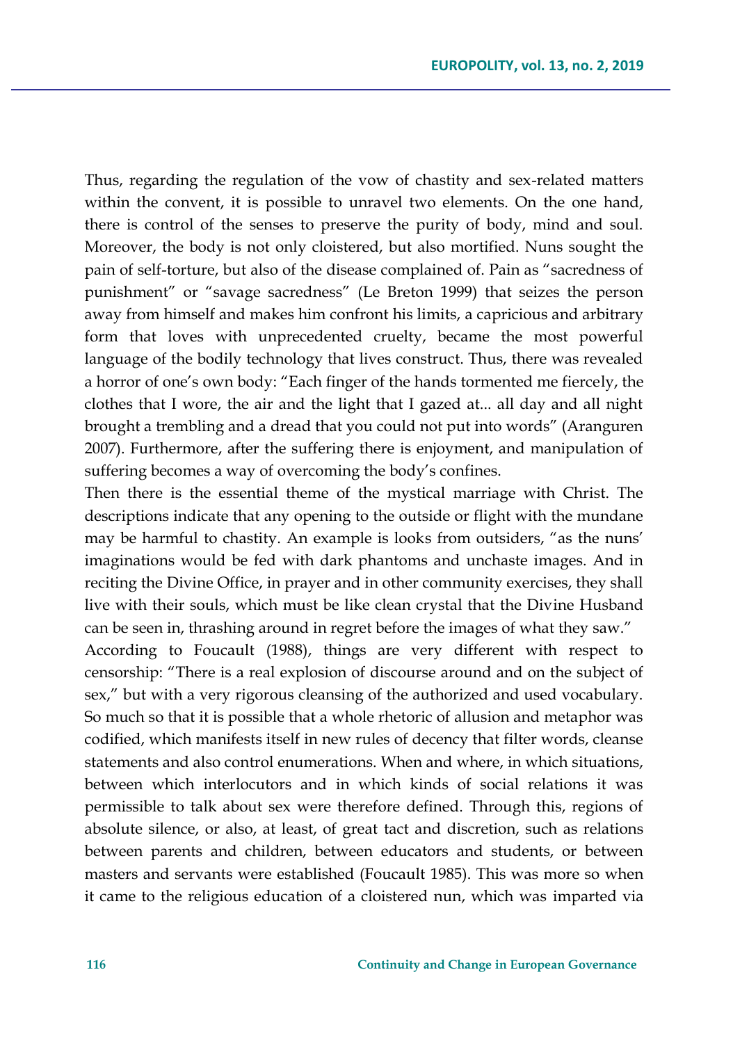Thus, regarding the regulation of the vow of chastity and sex-related matters within the convent, it is possible to unravel two elements. On the one hand, there is control of the senses to preserve the purity of body, mind and soul. Moreover, the body is not only cloistered, but also mortified. Nuns sought the pain of self-torture, but also of the disease complained of. Pain as "sacredness of punishment" or "savage sacredness" (Le Breton 1999) that seizes the person away from himself and makes him confront his limits, a capricious and arbitrary form that loves with unprecedented cruelty, became the most powerful language of the bodily technology that lives construct. Thus, there was revealed a horror of one's own body: "Each finger of the hands tormented me fiercely, the clothes that I wore, the air and the light that I gazed at... all day and all night brought a trembling and a dread that you could not put into words" (Aranguren 2007). Furthermore, after the suffering there is enjoyment, and manipulation of suffering becomes a way of overcoming the body's confines.

Then there is the essential theme of the mystical marriage with Christ. The descriptions indicate that any opening to the outside or flight with the mundane may be harmful to chastity. An example is looks from outsiders, "as the nuns' imaginations would be fed with dark phantoms and unchaste images. And in reciting the Divine Office, in prayer and in other community exercises, they shall live with their souls, which must be like clean crystal that the Divine Husband can be seen in, thrashing around in regret before the images of what they saw."

According to Foucault (1988), things are very different with respect to censorship: "There is a real explosion of discourse around and on the subject of sex," but with a very rigorous cleansing of the authorized and used vocabulary. So much so that it is possible that a whole rhetoric of allusion and metaphor was codified, which manifests itself in new rules of decency that filter words, cleanse statements and also control enumerations. When and where, in which situations, between which interlocutors and in which kinds of social relations it was permissible to talk about sex were therefore defined. Through this, regions of absolute silence, or also, at least, of great tact and discretion, such as relations between parents and children, between educators and students, or between masters and servants were established (Foucault 1985). This was more so when it came to the religious education of a cloistered nun, which was imparted via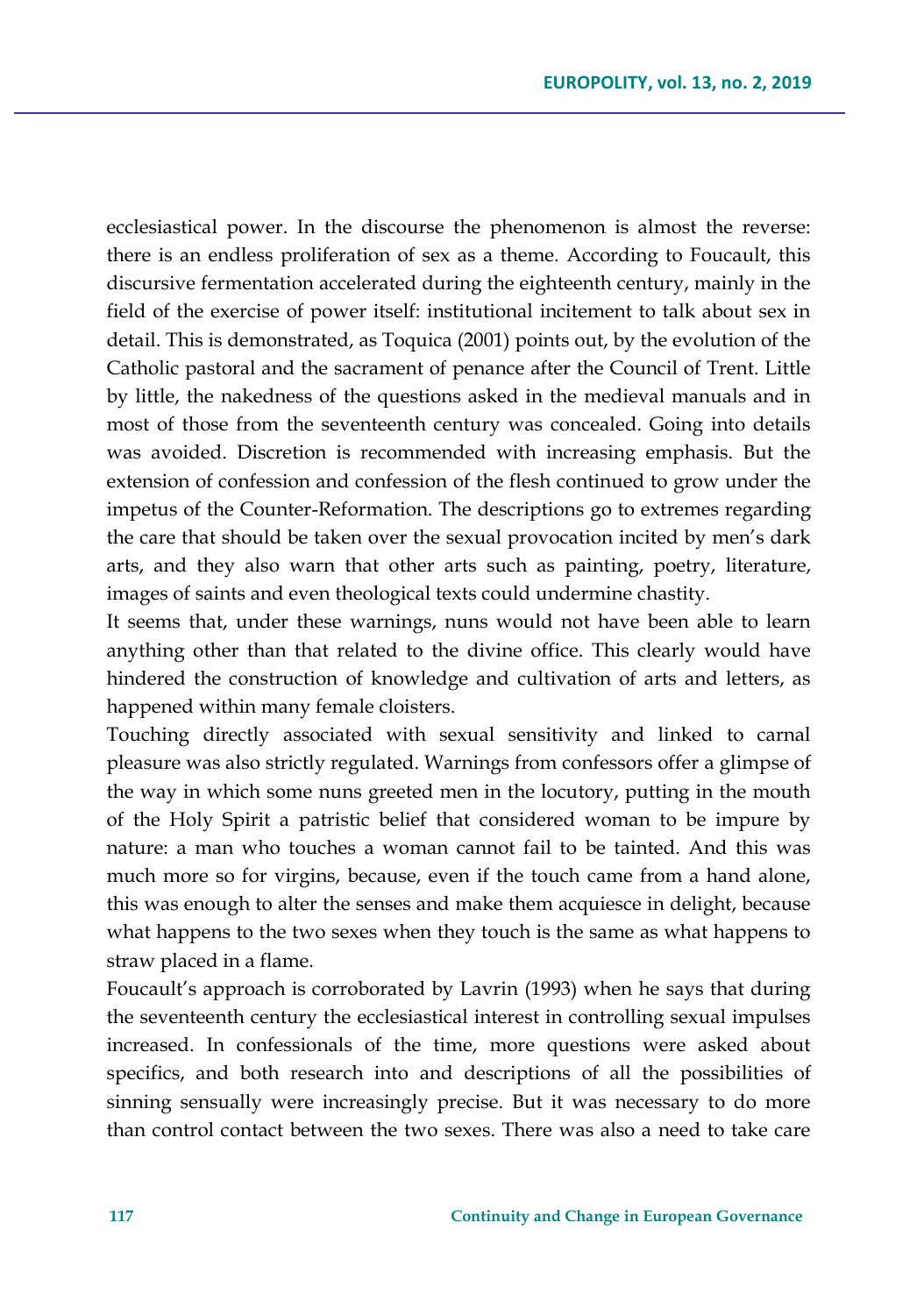ecclesiastical power. In the discourse the phenomenon is almost the reverse: there is an endless proliferation of sex as a theme. According to Foucault, this discursive fermentation accelerated during the eighteenth century, mainly in the field of the exercise of power itself: institutional incitement to talk about sex in detail. This is demonstrated, as Toquica (2001) points out, by the evolution of the Catholic pastoral and the sacrament of penance after the Council of Trent. Little by little, the nakedness of the questions asked in the medieval manuals and in most of those from the seventeenth century was concealed. Going into details was avoided. Discretion is recommended with increasing emphasis. But the extension of confession and confession of the flesh continued to grow under the impetus of the Counter-Reformation. The descriptions go to extremes regarding the care that should be taken over the sexual provocation incited by men's dark arts, and they also warn that other arts such as painting, poetry, literature, images of saints and even theological texts could undermine chastity.

It seems that, under these warnings, nuns would not have been able to learn anything other than that related to the divine office. This clearly would have hindered the construction of knowledge and cultivation of arts and letters, as happened within many female cloisters.

Touching directly associated with sexual sensitivity and linked to carnal pleasure was also strictly regulated. Warnings from confessors offer a glimpse of the way in which some nuns greeted men in the locutory, putting in the mouth of the Holy Spirit a patristic belief that considered woman to be impure by nature: a man who touches a woman cannot fail to be tainted. And this was much more so for virgins, because, even if the touch came from a hand alone, this was enough to alter the senses and make them acquiesce in delight, because what happens to the two sexes when they touch is the same as what happens to straw placed in a flame.

Foucault's approach is corroborated by Lavrin (1993) when he says that during the seventeenth century the ecclesiastical interest in controlling sexual impulses increased. In confessionals of the time, more questions were asked about specifics, and both research into and descriptions of all the possibilities of sinning sensually were increasingly precise. But it was necessary to do more than control contact between the two sexes. There was also a need to take care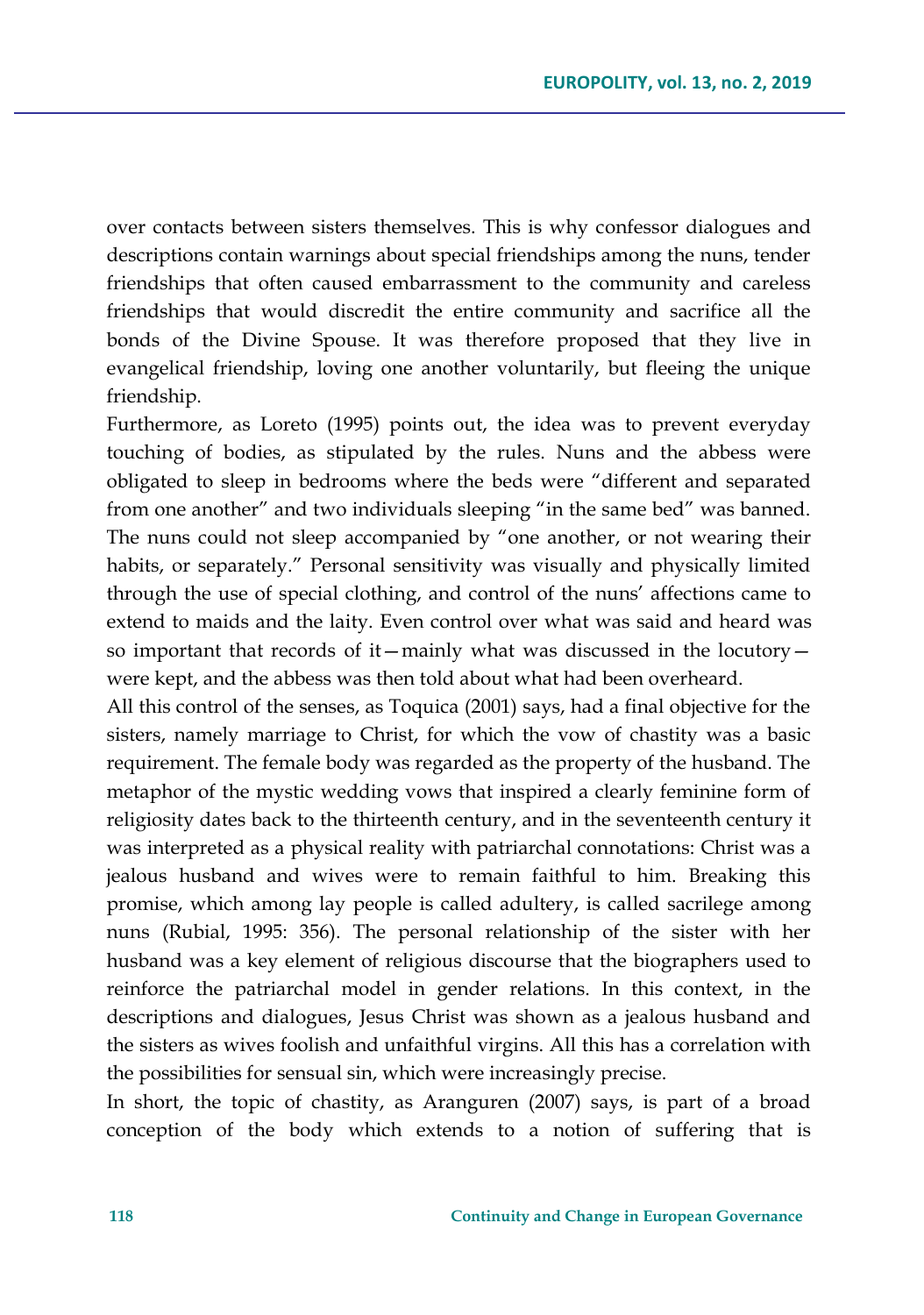over contacts between sisters themselves. This is why confessor dialogues and descriptions contain warnings about special friendships among the nuns, tender friendships that often caused embarrassment to the community and careless friendships that would discredit the entire community and sacrifice all the bonds of the Divine Spouse. It was therefore proposed that they live in evangelical friendship, loving one another voluntarily, but fleeing the unique friendship.

Furthermore, as Loreto (1995) points out, the idea was to prevent everyday touching of bodies, as stipulated by the rules. Nuns and the abbess were obligated to sleep in bedrooms where the beds were "different and separated from one another" and two individuals sleeping "in the same bed" was banned. The nuns could not sleep accompanied by "one another, or not wearing their habits, or separately." Personal sensitivity was visually and physically limited through the use of special clothing, and control of the nuns' affections came to extend to maids and the laity. Even control over what was said and heard was so important that records of it—mainly what was discussed in the locutory—were kept, and the abbess was then told about what had been overheard.

All this control of the senses, as Toquica (2001) says, had a final objective for the sisters, namely marriage to Christ, for which the vow of chastity was a basic requirement. The female body was regarded as the property of the husband. The metaphor of the mystic wedding vows that inspired a clearly feminine form of religiosity dates back to the thirteenth century, and in the seventeenth century it was interpreted as a physical reality with patriarchal connotations: Christ was a jealous husband and wives were to remain faithful to him. Breaking this promise, which among lay people is called adultery, is called sacrilege among nuns (Rubial, 1995: 356). The personal relationship of the sister with her husband was a key element of religious discourse that the biographers used to reinforce the patriarchal model in gender relations. In this context, in the descriptions and dialogues, Jesus Christ was shown as a jealous husband and the sisters as wives foolish and unfaithful virgins. All this has a correlation with the possibilities for sensual sin, which were increasingly precise.

In short, the topic of chastity, as Aranguren (2007) says, is part of a broad conception of the body which extends to a notion of suffering that is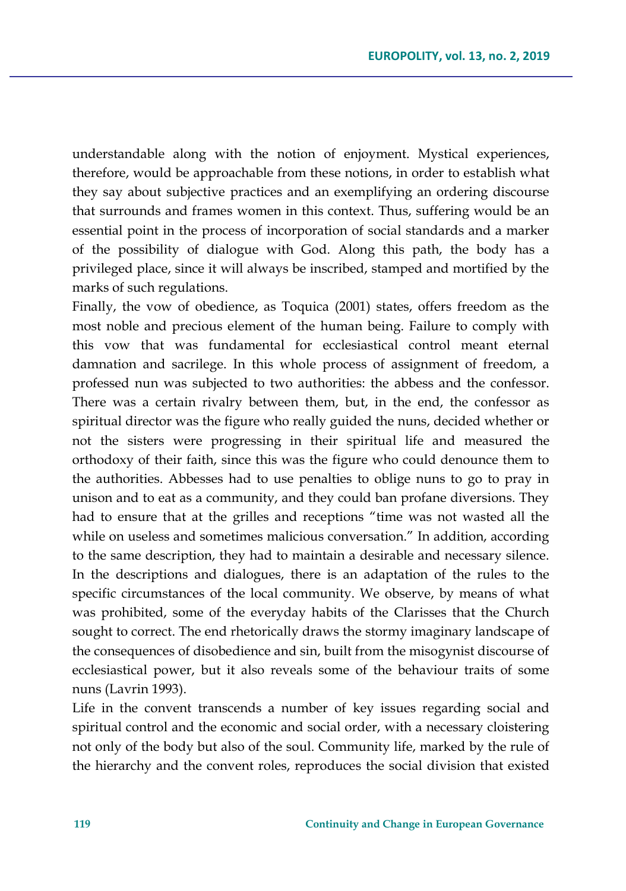understandable along with the notion of enjoyment. Mystical experiences, therefore, would be approachable from these notions, in order to establish what they say about subjective practices and an exemplifying an ordering discourse that surrounds and frames women in this context. Thus, suffering would be an essential point in the process of incorporation of social standards and a marker of the possibility of dialogue with God. Along this path, the body has a privileged place, since it will always be inscribed, stamped and mortified by the marks of such regulations.

Finally, the vow of obedience, as Toquica (2001) states, offers freedom as the most noble and precious element of the human being. Failure to comply with this vow that was fundamental for ecclesiastical control meant eternal damnation and sacrilege. In this whole process of assignment of freedom, a professed nun was subjected to two authorities: the abbess and the confessor. There was a certain rivalry between them, but, in the end, the confessor as spiritual director was the figure who really guided the nuns, decided whether or not the sisters were progressing in their spiritual life and measured the orthodoxy of their faith, since this was the figure who could denounce them to the authorities. Abbesses had to use penalties to oblige nuns to go to pray in unison and to eat as a community, and they could ban profane diversions. They had to ensure that at the grilles and receptions "time was not wasted all the while on useless and sometimes malicious conversation." In addition, according to the same description, they had to maintain a desirable and necessary silence. In the descriptions and dialogues, there is an adaptation of the rules to the specific circumstances of the local community. We observe, by means of what was prohibited, some of the everyday habits of the Clarisses that the Church sought to correct. The end rhetorically draws the stormy imaginary landscape of the consequences of disobedience and sin, built from the misogynist discourse of ecclesiastical power, but it also reveals some of the behaviour traits of some nuns (Lavrin 1993).

Life in the convent transcends a number of key issues regarding social and spiritual control and the economic and social order, with a necessary cloistering not only of the body but also of the soul. Community life, marked by the rule of the hierarchy and the convent roles, reproduces the social division that existed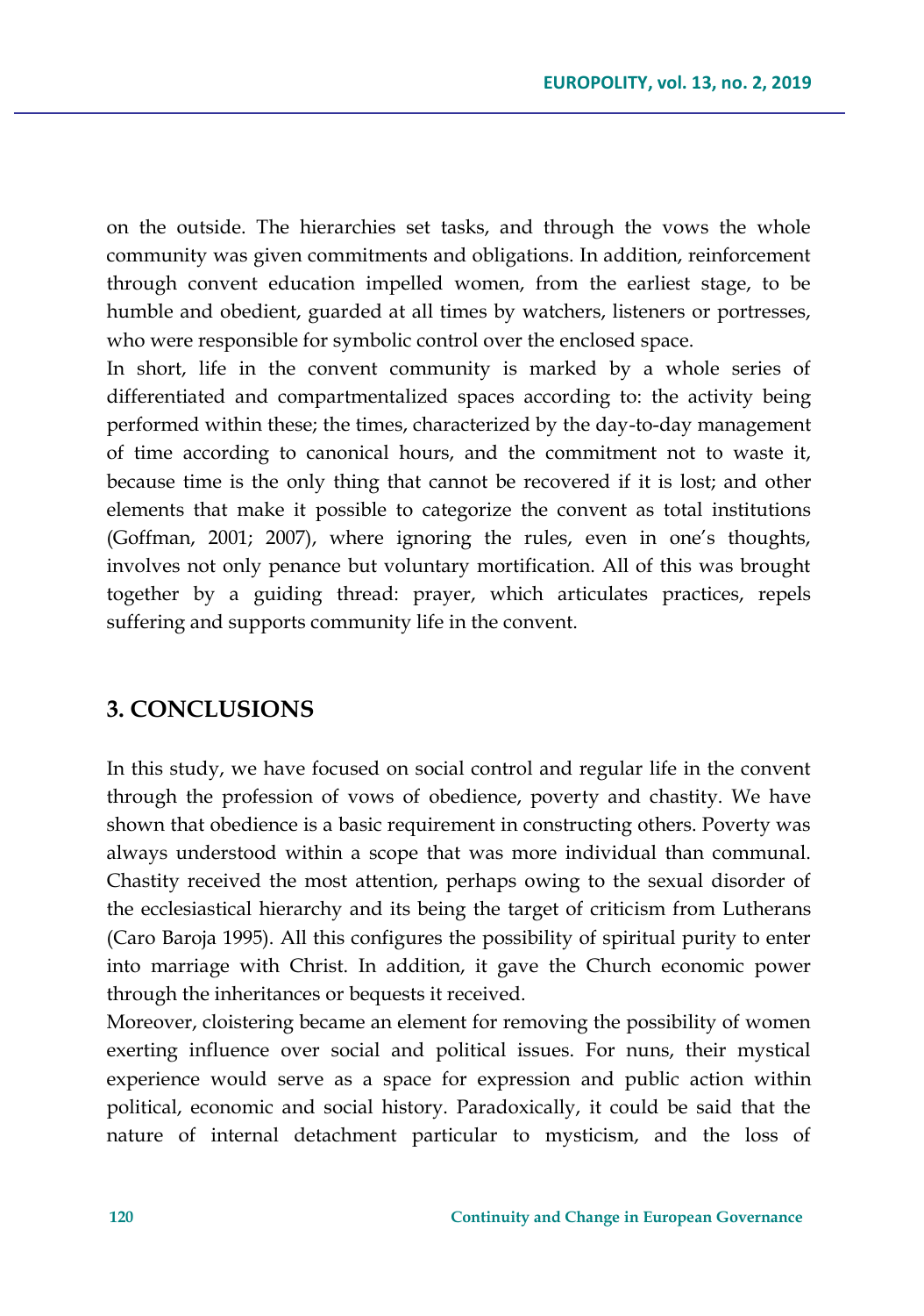on the outside. The hierarchies set tasks, and through the vows the whole community was given commitments and obligations. In addition, reinforcement through convent education impelled women, from the earliest stage, to be humble and obedient, guarded at all times by watchers, listeners or portresses, who were responsible for symbolic control over the enclosed space.

In short, life in the convent community is marked by a whole series of differentiated and compartmentalized spaces according to: the activity being performed within these; the times, characterized by the day-to-day management of time according to canonical hours, and the commitment not to waste it, because time is the only thing that cannot be recovered if it is lost; and other elements that make it possible to categorize the convent as total institutions (Goffman, 2001; 2007), where ignoring the rules, even in one's thoughts, involves not only penance but voluntary mortification. All of this was brought together by a guiding thread: prayer, which articulates practices, repels suffering and supports community life in the convent.

## 3. CONCLUSIONS

In this study, we have focused on social control and regular life in the convent through the profession of vows of obedience, poverty and chastity. We have shown that obedience is a basic requirement in constructing others. Poverty was always understood within a scope that was more individual than communal. Chastity received the most attention, perhaps owing to the sexual disorder of the ecclesiastical hierarchy and its being the target of criticism from Lutherans (Caro Baroja 1995). All this configures the possibility of spiritual purity to enter into marriage with Christ. In addition, it gave the Church economic power through the inheritances or bequests it received.

Moreover, cloistering became an element for removing the possibility of women exerting influence over social and political issues. For nuns, their mystical experience would serve as a space for expression and public action within political, economic and social history. Paradoxically, it could be said that the nature of internal detachment particular to mysticism, and the loss of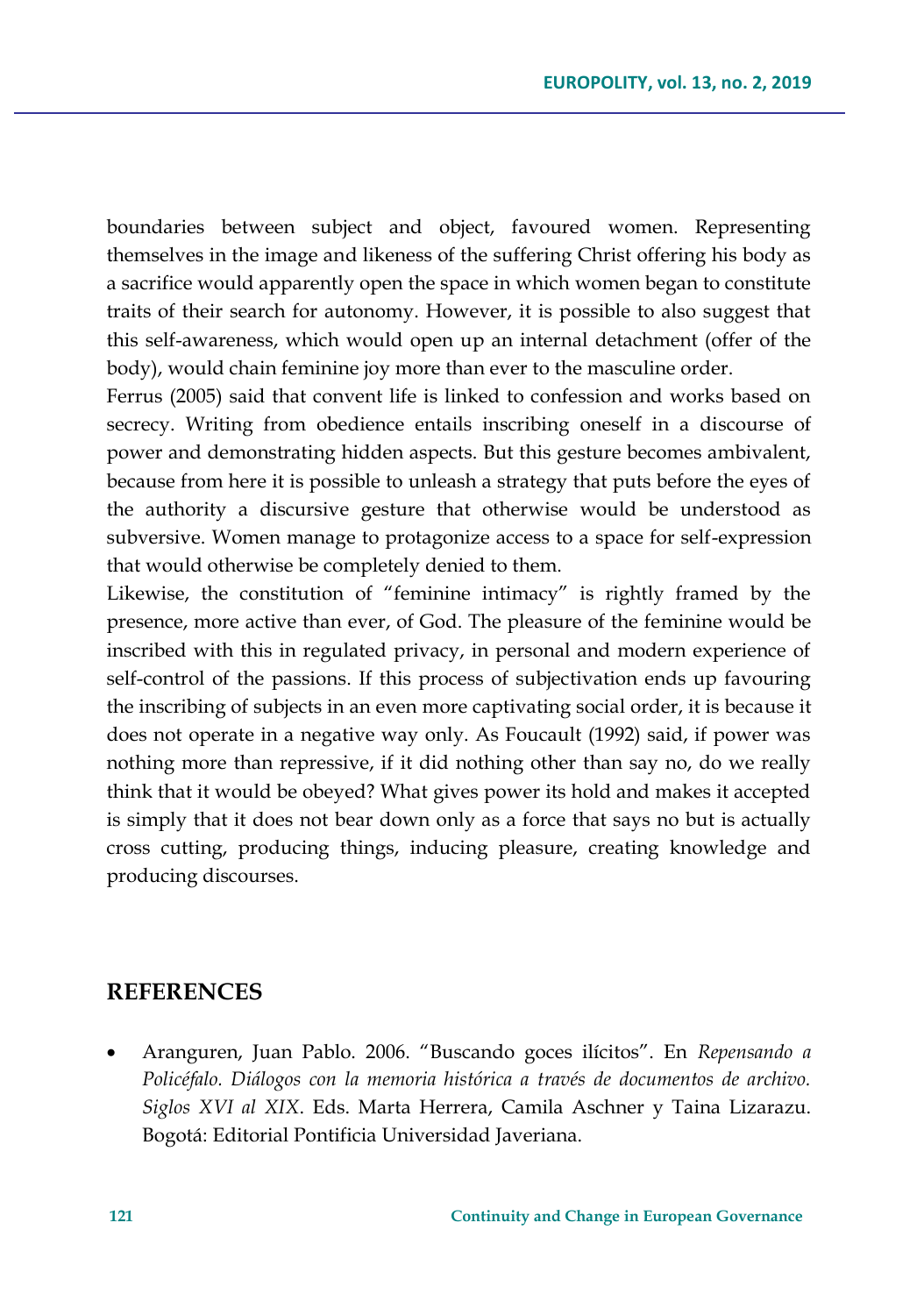boundaries between subject and object, favoured women. Representing themselves in the image and likeness of the suffering Christ offering his body as a sacrifice would apparently open the space in which women began to constitute traits of their search for autonomy. However, it is possible to also suggest that this self-awareness, which would open up an internal detachment (offer of the body), would chain feminine joy more than ever to the masculine order.

Ferrus (2005) said that convent life is linked to confession and works based on secrecy. Writing from obedience entails inscribing oneself in a discourse of power and demonstrating hidden aspects. But this gesture becomes ambivalent, because from here it is possible to unleash a strategy that puts before the eyes of the authority a discursive gesture that otherwise would be understood as subversive. Women manage to protagonize access to a space for self-expression that would otherwise be completely denied to them.

Likewise, the constitution of "feminine intimacy" is rightly framed by the presence, more active than ever, of God. The pleasure of the feminine would be inscribed with this in regulated privacy, in personal and modern experience of self-control of the passions. If this process of subjectivation ends up favouring the inscribing of subjects in an even more captivating social order, it is because it does not operate in a negative way only. As Foucault (1992) said, if power was nothing more than repressive, if it did nothing other than say no, do we really think that it would be obeyed? What gives power its hold and makes it accepted is simply that it does not bear down only as a force that says no but is actually cross cutting, producing things, inducing pleasure, creating knowledge and producing discourses.

## REFERENCES

- Aranguren, Juan Pablo. 2006. "Buscando goces ilícitos". En *Repensando a Policéfalo. Diálogos con la memoria histórica a través de documentos de archivo. Siglos XVI al XIX*. Eds. Marta Herrera, Camila Aschner y Taina Lizarazu. Bogotá: Editorial Pontificia Universidad Javeriana.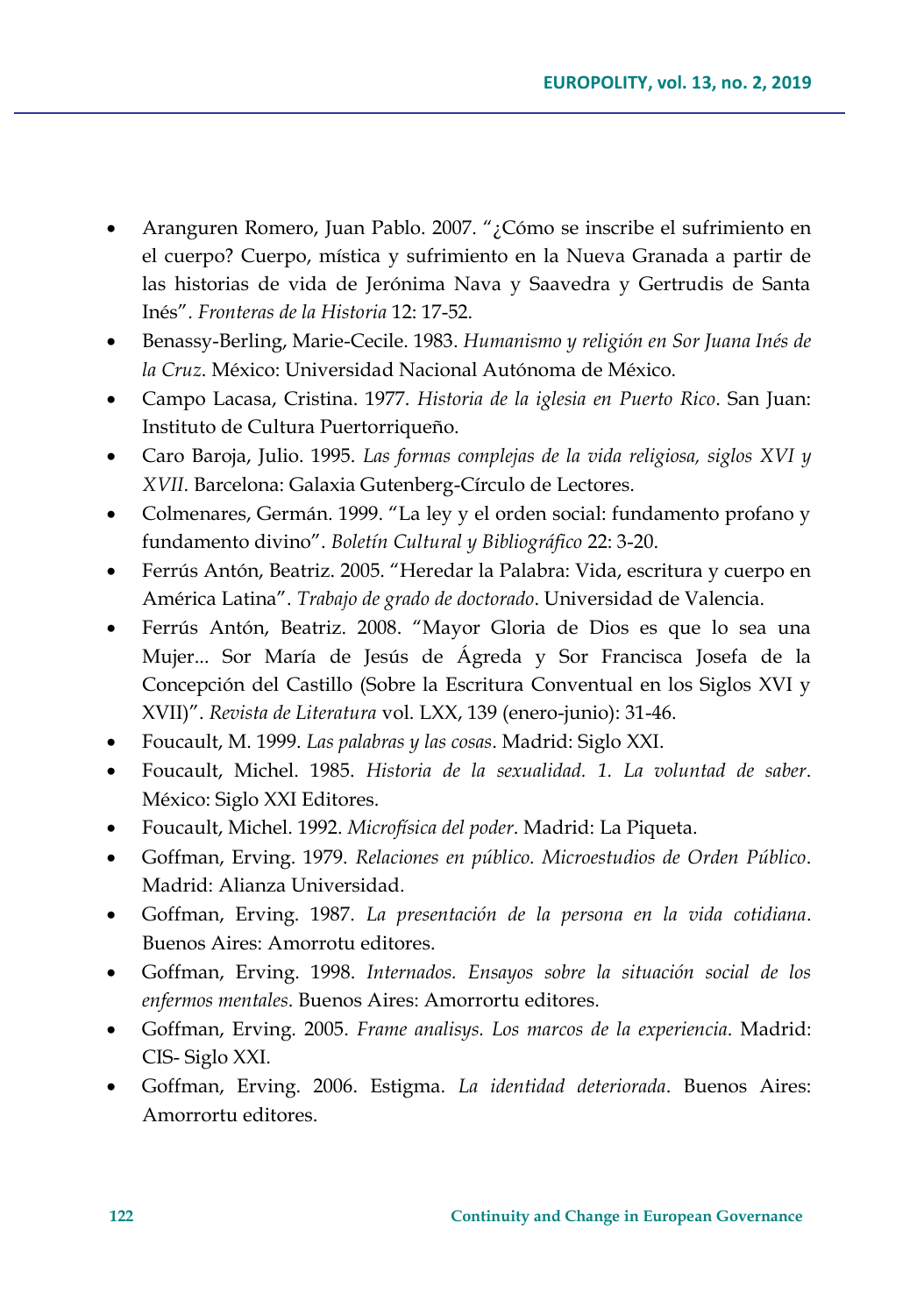- Aranguren Romero, Juan Pablo. 2007. "¿Cómo se inscribe el sufrimiento en el cuerpo? Cuerpo, mística y sufrimiento en la Nueva Granada a partir de las historias de vida de Jerónima Nava y Saavedra y Gertrudis de Santa Inés". *Fronteras de la Historia* 12: 17-52.
- Benassy-Berling, Marie-Cecile. 1983. *Humanismo y religión en Sor Juana Inés de la Cruz*. México: Universidad Nacional Autónoma de México.
- Campo Lacasa, Cristina. 1977. *Historia de la iglesia en Puerto Rico*. San Juan: Instituto de Cultura Puertorriqueño.
- Caro Baroja, Julio. 1995. *Las formas complejas de la vida religiosa, siglos XVI y XVII*. Barcelona: Galaxia Gutenberg-Círculo de Lectores.
- Colmenares, Germán. 1999. "La ley y el orden social: fundamento profano y fundamento divino". *Boletín Cultural y Bibliográfico* 22: 3-20.
- Ferrús Antón, Beatriz. 2005. "Heredar la Palabra: Vida, escritura y cuerpo en América Latina". *Trabajo de grado de doctorado*. Universidad de Valencia.
- Ferrús Antón, Beatriz. 2008. "Mayor Gloria de Dios es que lo sea una Mujer... Sor María de Jesús de Ágreda y Sor Francisca Josefa de la Concepción del Castillo (Sobre la Escritura Conventual en los Siglos XVI y XVII)". *Revista de Literatura* vol. LXX, 139 (enero-junio): 31-46.
- Foucault, M. 1999. *Las palabras y las cosas*. Madrid: Siglo XXI.
- Foucault, Michel. 1985. *Historia de la sexualidad. 1. La voluntad de saber*. México: Siglo XXI Editores.
- Foucault, Michel. 1992. *Microfísica del poder*. Madrid: La Piqueta.
- Goffman, Erving. 1979. *Relaciones en público. Microestudios de Orden Público*. Madrid: Alianza Universidad.
- Goffman, Erving. 1987. *La presentación de la persona en la vida cotidiana*. Buenos Aires: Amorrotu editores.
- Goffman, Erving. 1998. *Internados. Ensayos sobre la situación social de los enfermos mentales*. Buenos Aires: Amorrortu editores.
- Goffman, Erving. 2005. *Frame analisys. Los marcos de la experiencia*. Madrid: CIS- Siglo XXI.
- Goffman, Erving. 2006. Estigma. *La identidad deteriorada*. Buenos Aires: Amorrortu editores.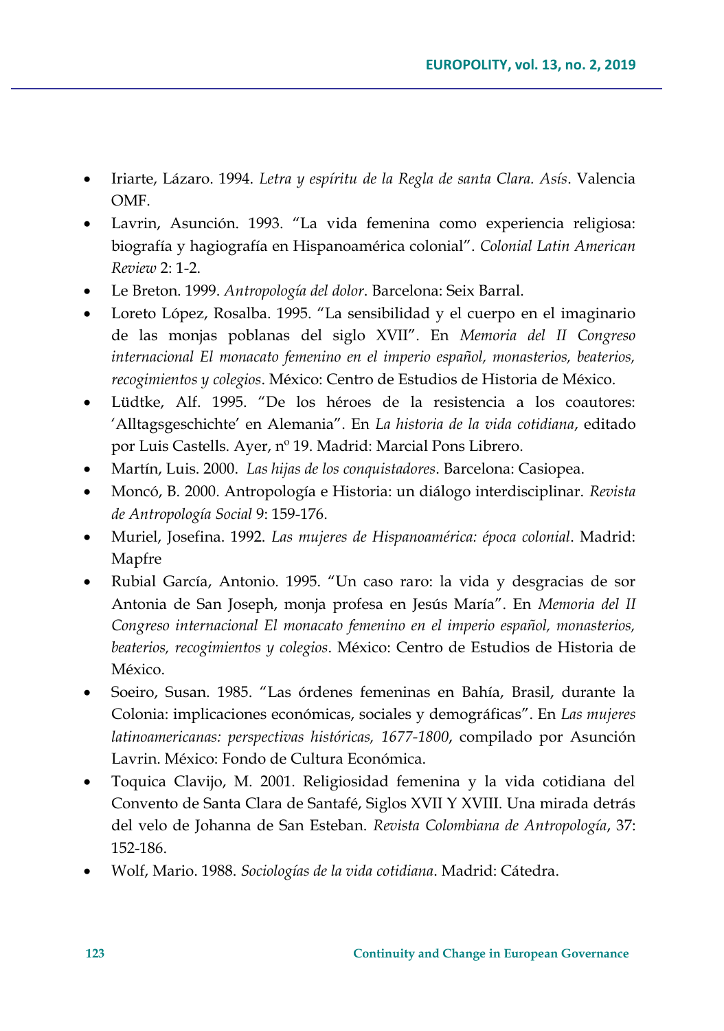- Iriarte, Lázaro. 1994. *Letra y espíritu de la Regla de santa Clara. Asís*. Valencia OMF.
- Lavrin, Asunción. 1993. "La vida femenina como experiencia religiosa: biografía y hagiografía en Hispanoamérica colonial". *Colonial Latin American Review* 2: 1-2.
- Le Breton. 1999. *Antropología del dolor*. Barcelona: Seix Barral.
- Loreto López, Rosalba. 1995. "La sensibilidad y el cuerpo en el imaginario de las monjas poblanas del siglo XVII". En *Memoria del II Congreso internacional El monacato femenino en el imperio español, monasterios, beaterios, recogimientos y colegios*. México: Centro de Estudios de Historia de México.
- Lüdtke, Alf. 1995. "De los héroes de la resistencia a los coautores: 'Alltagsgeschichte' en Alemania". En *La historia de la vida cotidiana*, editado por Luis Castells. Ayer, nº 19. Madrid: Marcial Pons Librero.
- Martín, Luis. 2000. *Las hijas de los conquistadores*. Barcelona: Casiopea.
- Moncó, B. 2000. Antropología e Historia: un diálogo interdisciplinar. *Revista de Antropología Social* 9: 159-176.
- Muriel, Josefina. 1992. *Las mujeres de Hispanoamérica: época colonial*. Madrid: Mapfre
- Rubial García, Antonio. 1995. "Un caso raro: la vida y desgracias de sor Antonia de San Joseph, monja profesa en Jesús María". En *Memoria del II Congreso internacional El monacato femenino en el imperio español, monasterios, beaterios, recogimientos y colegios*. México: Centro de Estudios de Historia de México.
- Soeiro, Susan. 1985. "Las órdenes femeninas en Bahía, Brasil, durante la Colonia: implicaciones económicas, sociales y demográficas". En *Las mujeres latinoamericanas: perspectivas históricas, 1677-1800*, compilado por Asunción Lavrin. México: Fondo de Cultura Económica.
- Toquica Clavijo, M. 2001. Religiosidad femenina y la vida cotidiana del Convento de Santa Clara de Santafé, Siglos XVII Y XVIII. Una mirada detrás del velo de Johanna de San Esteban. *Revista Colombiana de Antropología*, 37: 152-186.
- Wolf, Mario. 1988. *Sociologías de la vida cotidiana*. Madrid: Cátedra.